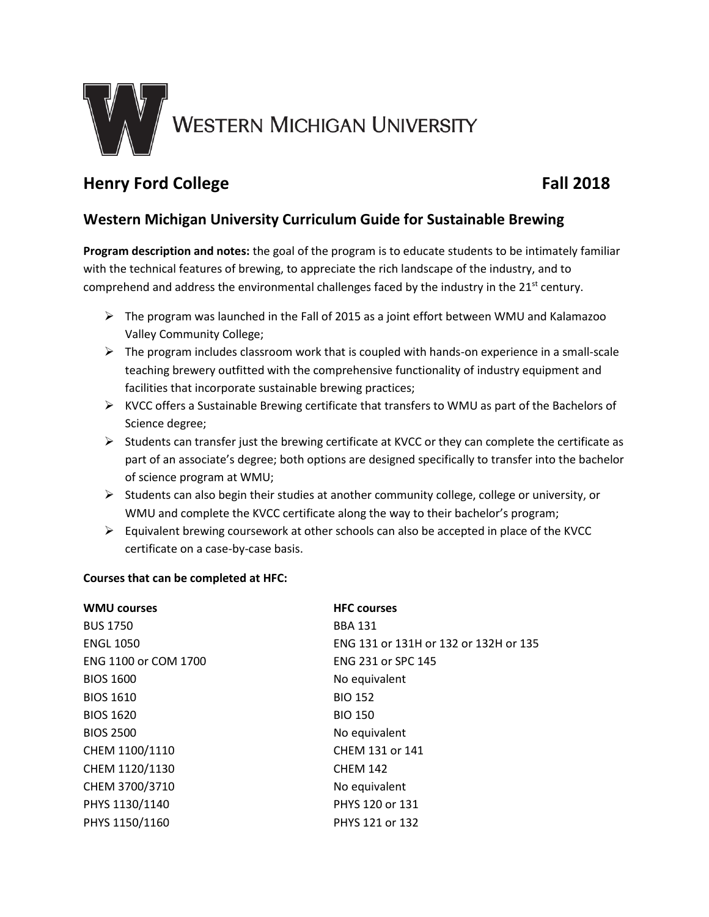Western Michigan University

## Henry Ford College — Fall 2018

## Western Michigan University Curriculum Guide for Sustainable Brewing

**Program description and notes:** the goal of the program is to educate students to be intimately familiar with the technical features of brewing, to appreciate the rich landscape of the industry, and to comprehend and address the environmental challenges faced by the industry in the 21st century.

- The program was launched in the Fall of 2015 as a joint effort between WMU and Kalamazoo Valley Community College;
- The program includes classroom work that is coupled with hands-on experience in a small-scale teaching brewery outfitted with the comprehensive functionality of industry equipment and facilities that incorporate sustainable brewing practices;
- KVCC offers a Sustainable Brewing certificate that transfers to WMU as part of the Bachelors of Science degree;
- Students can transfer just the brewing certificate at KVCC or they can complete the certificate as part of an associate's degree; both options are designed specifically to transfer into the bachelor of science program at WMU;
- Students can also begin their studies at another community college, college or university, or WMU and complete the KVCC certificate along the way to their bachelor's program;
- Equivalent brewing coursework at other schools can also be accepted in place of the KVCC certificate on a case-by-case basis.

**Courses that can be completed at HFC:**

| WMU courses | HFC courses |
|---|---|
| BUS 1750 | BBA 131 |
| ENGL 1050 | ENG 131 or 131H or 132 or 132H or 135 |
| ENG 1100 or COM 1700 | ENG 231 or SPC 145 |
| BIOS 1600 | No equivalent |
| BIOS 1610 | BIO 152 |
| BIOS 1620 | BIO 150 |
| BIOS 2500 | No equivalent |
| CHEM 1100/1110 | CHEM 131 or 141 |
| CHEM 1120/1130 | CHEM 142 |
| CHEM 3700/3710 | No equivalent |
| PHYS 1130/1140 | PHYS 120 or 131 |
| PHYS 1150/1160 | PHYS 121 or 132 |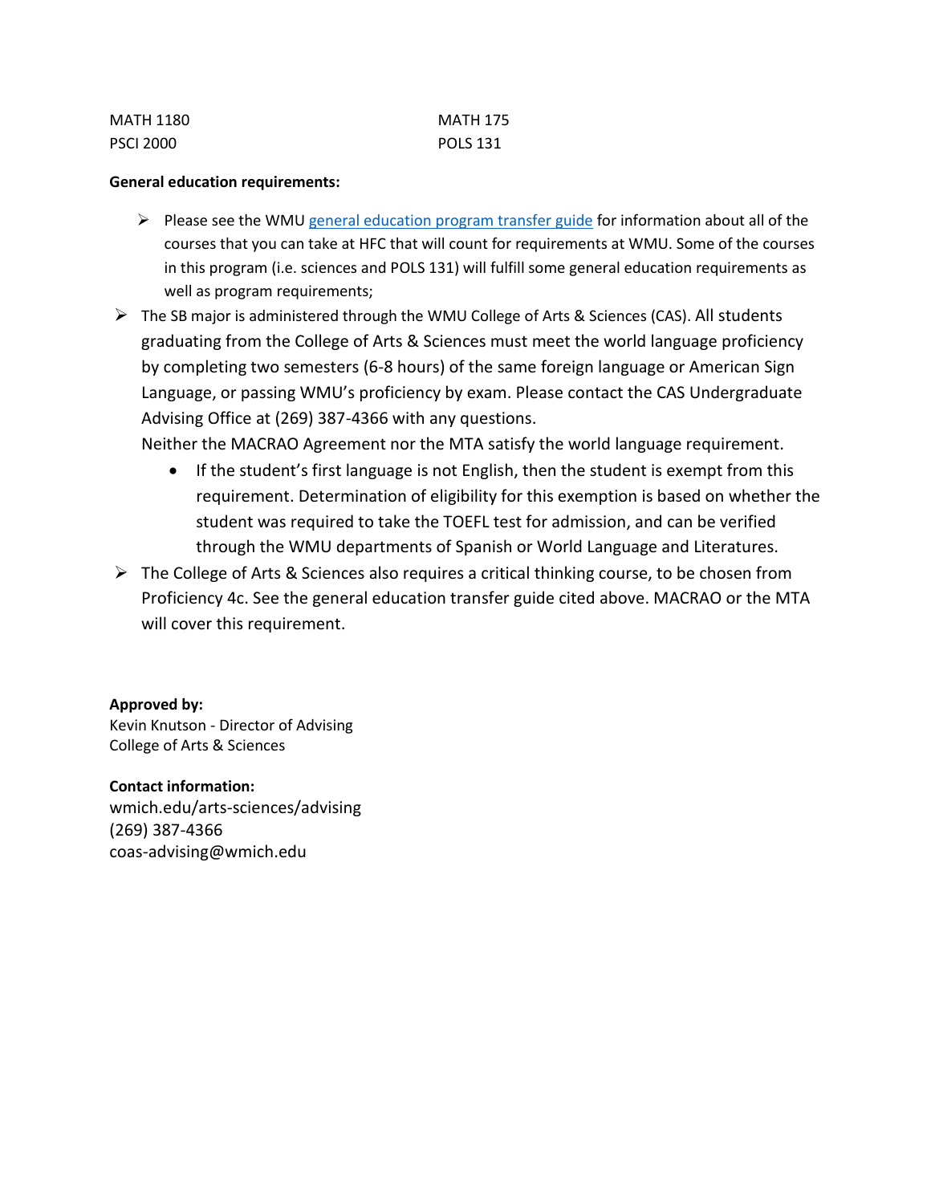| | |
|---|---|
| MATH 1180 | MATH 175 |
| PSCI 2000 | POLS 131 |

**General education requirements:**

- Please see the WMU general education program transfer guide for information about all of the courses that you can take at HFC that will count for requirements at WMU. Some of the courses in this program (i.e. sciences and POLS 131) will fulfill some general education requirements as well as program requirements;
- The SB major is administered through the WMU College of Arts & Sciences (CAS). All students graduating from the College of Arts & Sciences must meet the world language proficiency by completing two semesters (6-8 hours) of the same foreign language or American Sign Language, or passing WMU's proficiency by exam. Please contact the CAS Undergraduate Advising Office at (269) 387-4366 with any questions.
  Neither the MACRAO Agreement nor the MTA satisfy the world language requirement.
  - If the student's first language is not English, then the student is exempt from this requirement. Determination of eligibility for this exemption is based on whether the student was required to take the TOEFL test for admission, and can be verified through the WMU departments of Spanish or World Language and Literatures.
- The College of Arts & Sciences also requires a critical thinking course, to be chosen from Proficiency 4c. See the general education transfer guide cited above. MACRAO or the MTA will cover this requirement.

**Approved by:**
Kevin Knutson - Director of Advising
College of Arts & Sciences

**Contact information:**
wmich.edu/arts-sciences/advising
(269) 387-4366
coas-advising@wmich.edu